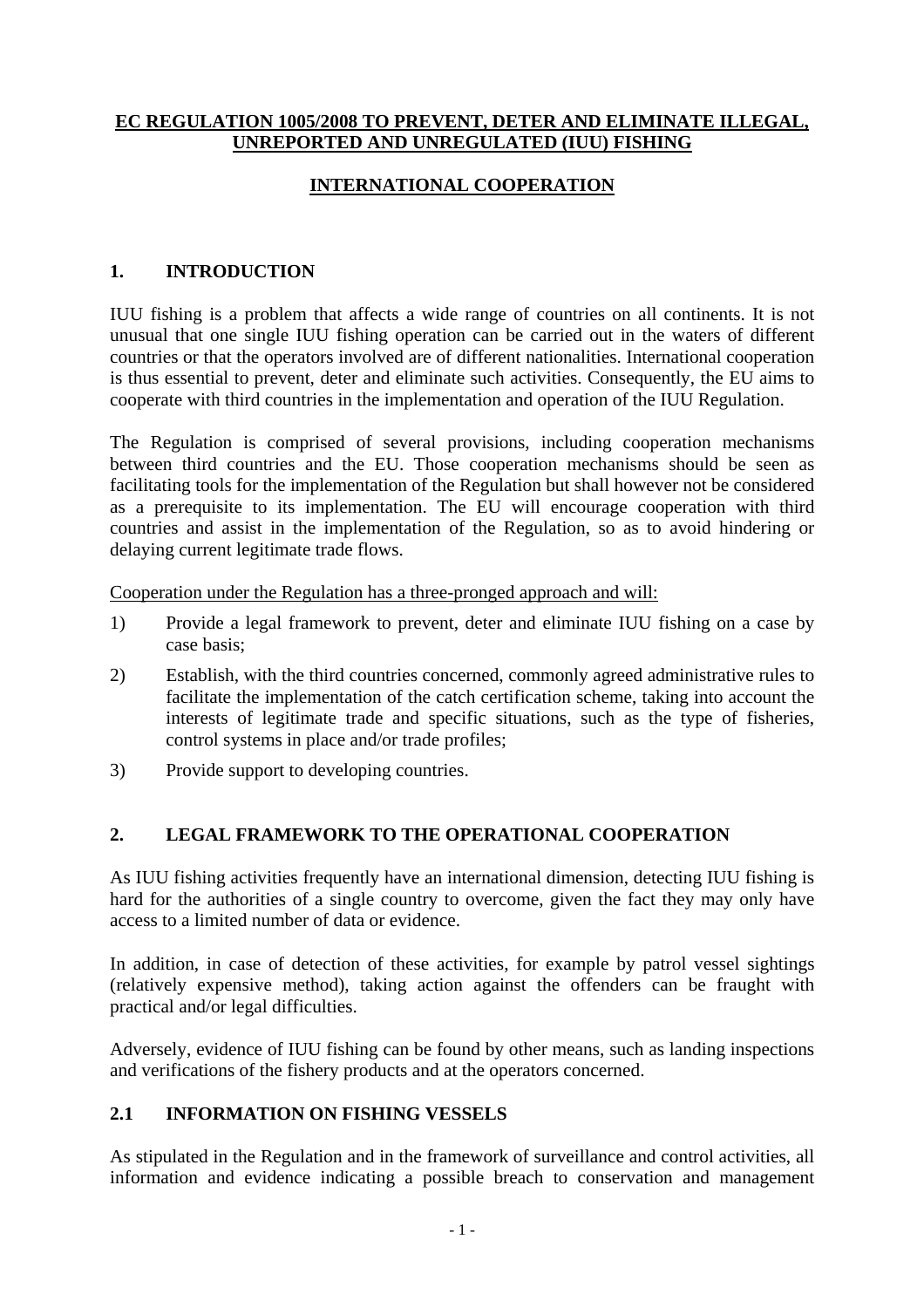# EC REGULATION 1005/2008 TO PREVENT, DETER AND ELIMINATE ILLEGAL, UNREPORTED AND UNREGULATED (IUU) FISHING

## INTERNATIONAL COOPERATION

## 1. INTRODUCTION

IUU fishing is a problem that affects a wide range of countries on all continents. It is not unusual that one single IUU fishing operation can be carried out in the waters of different countries or that the operators involved are of different nationalities. International cooperation is thus essential to prevent, deter and eliminate such activities. Consequently, the EU aims to cooperate with third countries in the implementation and operation of the IUU Regulation.

The Regulation is comprised of several provisions, including cooperation mechanisms between third countries and the EU. Those cooperation mechanisms should be seen as facilitating tools for the implementation of the Regulation but shall however not be considered as a prerequisite to its implementation. The EU will encourage cooperation with third countries and assist in the implementation of the Regulation, so as to avoid hindering or delaying current legitimate trade flows.

Cooperation under the Regulation has a three-pronged approach and will:

1) Provide a legal framework to prevent, deter and eliminate IUU fishing on a case by case basis;
2) Establish, with the third countries concerned, commonly agreed administrative rules to facilitate the implementation of the catch certification scheme, taking into account the interests of legitimate trade and specific situations, such as the type of fisheries, control systems in place and/or trade profiles;
3) Provide support to developing countries.

## 2. LEGAL FRAMEWORK TO THE OPERATIONAL COOPERATION

As IUU fishing activities frequently have an international dimension, detecting IUU fishing is hard for the authorities of a single country to overcome, given the fact they may only have access to a limited number of data or evidence.

In addition, in case of detection of these activities, for example by patrol vessel sightings (relatively expensive method), taking action against the offenders can be fraught with practical and/or legal difficulties.

Adversely, evidence of IUU fishing can be found by other means, such as landing inspections and verifications of the fishery products and at the operators concerned.

### 2.1 INFORMATION ON FISHING VESSELS

As stipulated in the Regulation and in the framework of surveillance and control activities, all information and evidence indicating a possible breach to conservation and management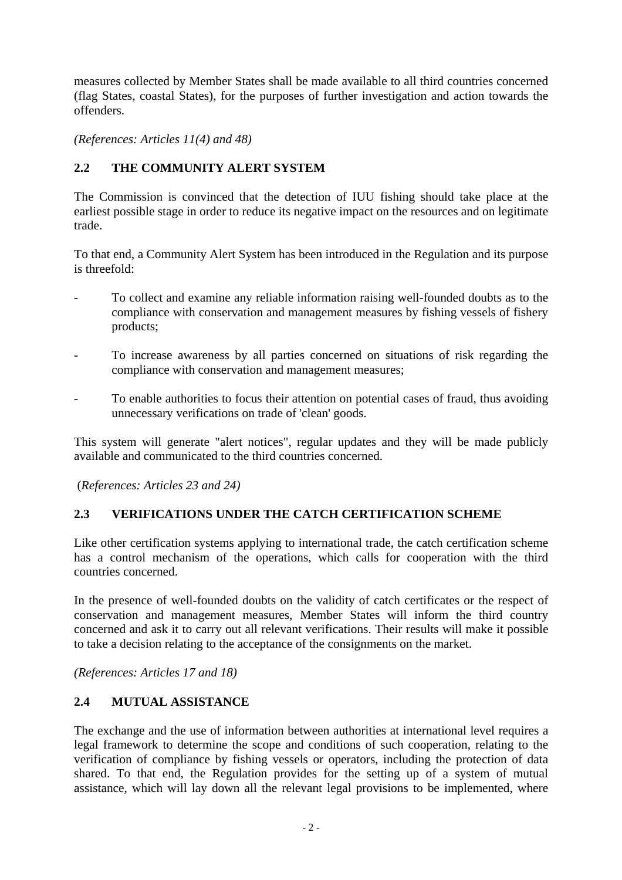measures collected by Member States shall be made available to all third countries concerned (flag States, coastal States), for the purposes of further investigation and action towards the offenders.

*(References: Articles 11(4) and 48)*

## 2.2 THE COMMUNITY ALERT SYSTEM

The Commission is convinced that the detection of IUU fishing should take place at the earliest possible stage in order to reduce its negative impact on the resources and on legitimate trade.

To that end, a Community Alert System has been introduced in the Regulation and its purpose is threefold:

- To collect and examine any reliable information raising well-founded doubts as to the compliance with conservation and management measures by fishing vessels of fishery products;
- To increase awareness by all parties concerned on situations of risk regarding the compliance with conservation and management measures;
- To enable authorities to focus their attention on potential cases of fraud, thus avoiding unnecessary verifications on trade of 'clean' goods.

This system will generate "alert notices", regular updates and they will be made publicly available and communicated to the third countries concerned.

(*References: Articles 23 and 24)*

## 2.3 VERIFICATIONS UNDER THE CATCH CERTIFICATION SCHEME

Like other certification systems applying to international trade, the catch certification scheme has a control mechanism of the operations, which calls for cooperation with the third countries concerned.

In the presence of well-founded doubts on the validity of catch certificates or the respect of conservation and management measures, Member States will inform the third country concerned and ask it to carry out all relevant verifications. Their results will make it possible to take a decision relating to the acceptance of the consignments on the market.

*(References: Articles 17 and 18)*

## 2.4 MUTUAL ASSISTANCE

The exchange and the use of information between authorities at international level requires a legal framework to determine the scope and conditions of such cooperation, relating to the verification of compliance by fishing vessels or operators, including the protection of data shared. To that end, the Regulation provides for the setting up of a system of mutual assistance, which will lay down all the relevant legal provisions to be implemented, where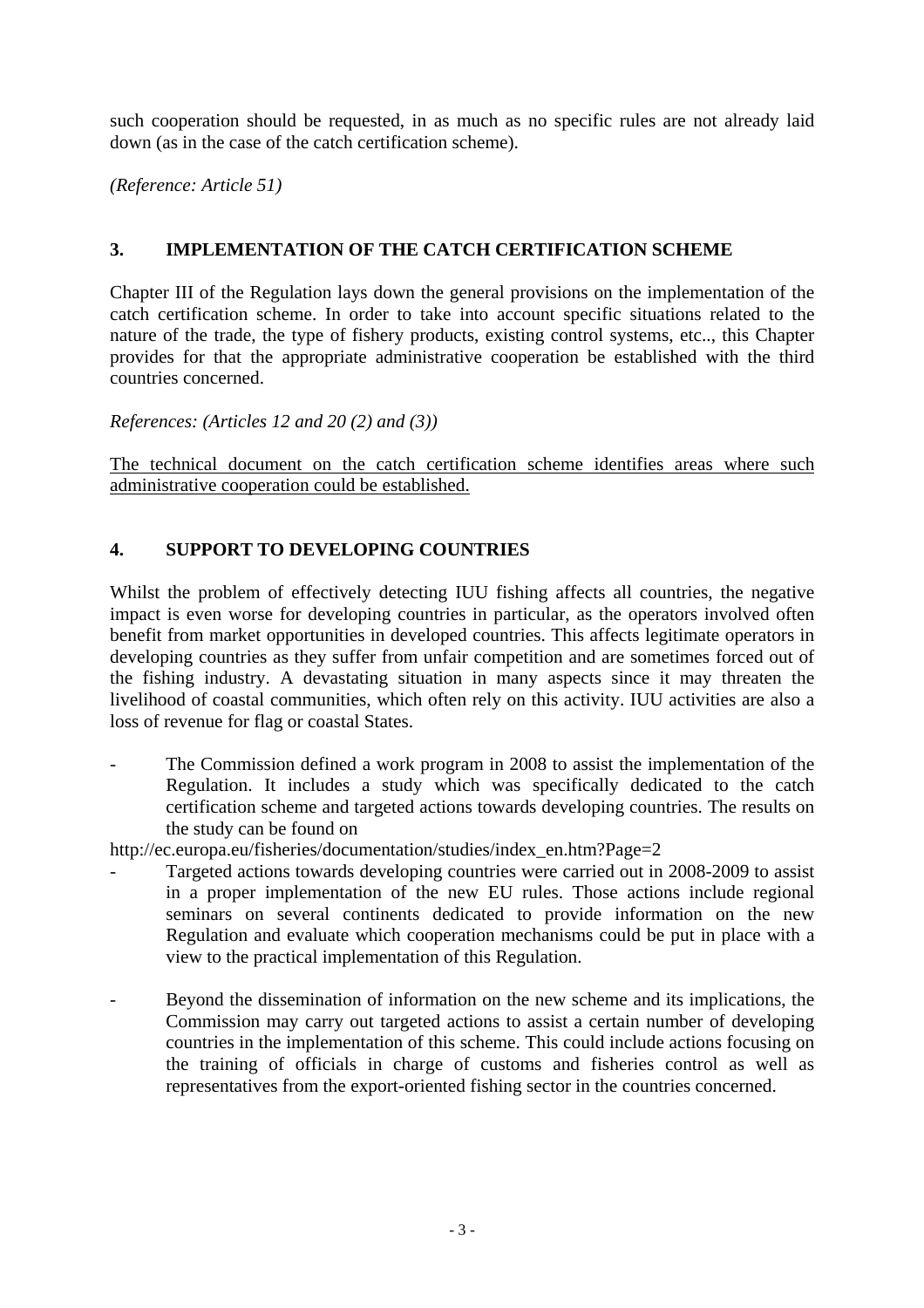such cooperation should be requested, in as much as no specific rules are not already laid down (as in the case of the catch certification scheme).

*(Reference: Article 51)*

## 3. IMPLEMENTATION OF THE CATCH CERTIFICATION SCHEME

Chapter III of the Regulation lays down the general provisions on the implementation of the catch certification scheme. In order to take into account specific situations related to the nature of the trade, the type of fishery products, existing control systems, etc.., this Chapter provides for that the appropriate administrative cooperation be established with the third countries concerned.

*References: (Articles 12 and 20 (2) and (3))*

<u>The technical document on the catch certification scheme identifies areas where such administrative cooperation could be established.</u>

## 4. SUPPORT TO DEVELOPING COUNTRIES

Whilst the problem of effectively detecting IUU fishing affects all countries, the negative impact is even worse for developing countries in particular, as the operators involved often benefit from market opportunities in developed countries. This affects legitimate operators in developing countries as they suffer from unfair competition and are sometimes forced out of the fishing industry. A devastating situation in many aspects since it may threaten the livelihood of coastal communities, which often rely on this activity. IUU activities are also a loss of revenue for flag or coastal States.

- The Commission defined a work program in 2008 to assist the implementation of the Regulation. It includes a study which was specifically dedicated to the catch certification scheme and targeted actions towards developing countries. The results on the study can be found on http://ec.europa.eu/fisheries/documentation/studies/index_en.htm?Page=2
- Targeted actions towards developing countries were carried out in 2008-2009 to assist in a proper implementation of the new EU rules. Those actions include regional seminars on several continents dedicated to provide information on the new Regulation and evaluate which cooperation mechanisms could be put in place with a view to the practical implementation of this Regulation.
- Beyond the dissemination of information on the new scheme and its implications, the Commission may carry out targeted actions to assist a certain number of developing countries in the implementation of this scheme. This could include actions focusing on the training of officials in charge of customs and fisheries control as well as representatives from the export-oriented fishing sector in the countries concerned.